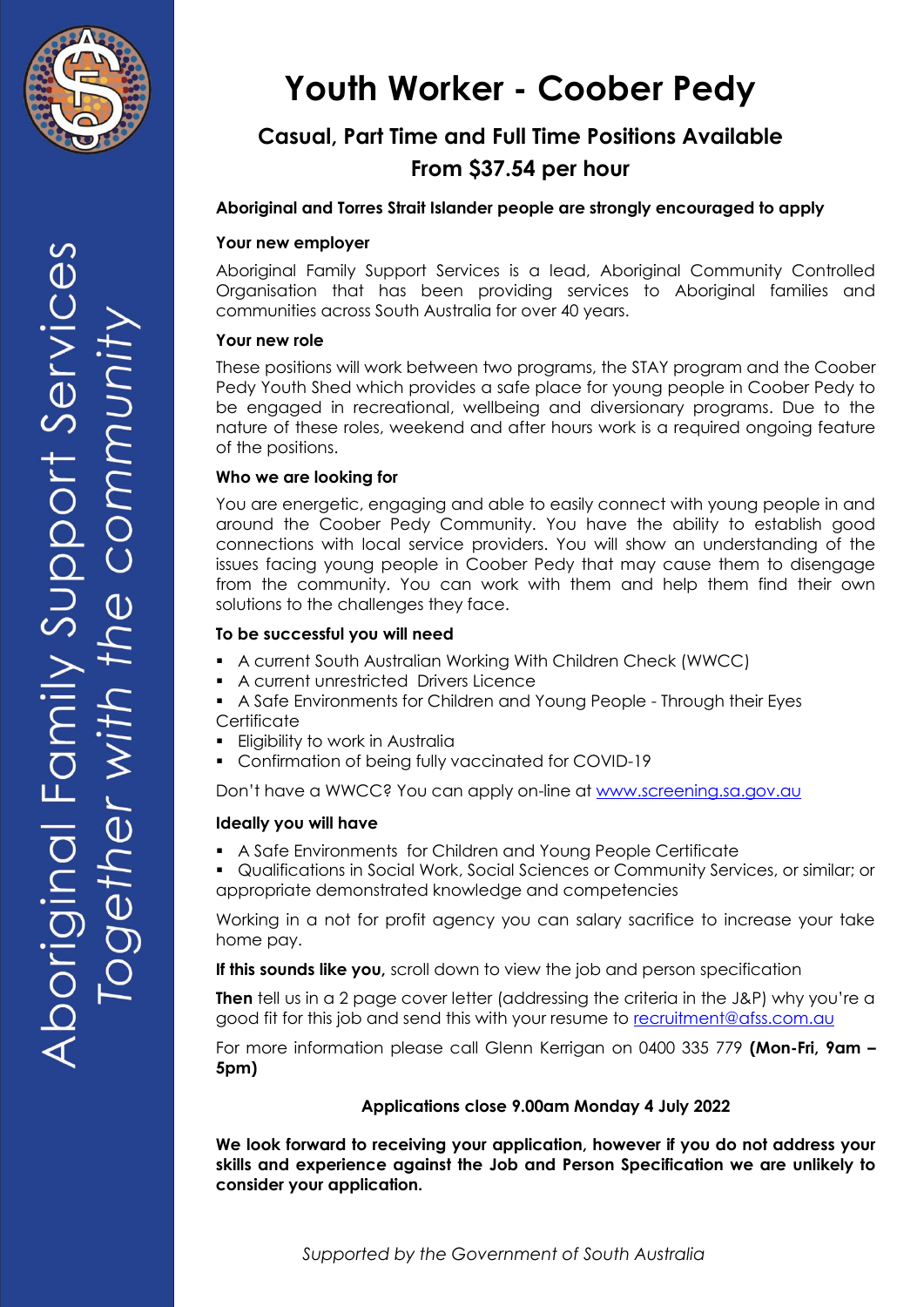Aboriginal Family Support Services
*Together with the community*

# Youth Worker - Coober Pedy

## Casual, Part Time and Full Time Positions Available
## From $37.54 per hour

**Aboriginal and Torres Strait Islander people are strongly encouraged to apply**

### Your new employer

Aboriginal Family Support Services is a lead, Aboriginal Community Controlled Organisation that has been providing services to Aboriginal families and communities across South Australia for over 40 years.

### Your new role

These positions will work between two programs, the STAY program and the Coober Pedy Youth Shed which provides a safe place for young people in Coober Pedy to be engaged in recreational, wellbeing and diversionary programs. Due to the nature of these roles, weekend and after hours work is a required ongoing feature of the positions.

### Who we are looking for

You are energetic, engaging and able to easily connect with young people in and around the Coober Pedy Community. You have the ability to establish good connections with local service providers. You will show an understanding of the issues facing young people in Coober Pedy that may cause them to disengage from the community. You can work with them and help them find their own solutions to the challenges they face.

### To be successful you will need

- A current South Australian Working With Children Check (WWCC)
- A current unrestricted Drivers Licence
- A Safe Environments for Children and Young People - Through their Eyes Certificate
- Eligibility to work in Australia
- Confirmation of being fully vaccinated for COVID-19

Don't have a WWCC? You can apply on-line at www.screening.sa.gov.au

### Ideally you will have

- A Safe Environments for Children and Young People Certificate
- Qualifications in Social Work, Social Sciences or Community Services, or similar; or appropriate demonstrated knowledge and competencies

Working in a not for profit agency you can salary sacrifice to increase your take home pay.

**If this sounds like you,** scroll down to view the job and person specification

**Then** tell us in a 2 page cover letter (addressing the criteria in the J&P) why you're a good fit for this job and send this with your resume to recruitment@afss.com.au

For more information please call Glenn Kerrigan on 0400 335 779 **(Mon-Fri, 9am – 5pm)**

**Applications close 9.00am Monday 4 July 2022**

**We look forward to receiving your application, however if you do not address your skills and experience against the Job and Person Specification we are unlikely to consider your application.**

*Supported by the Government of South Australia*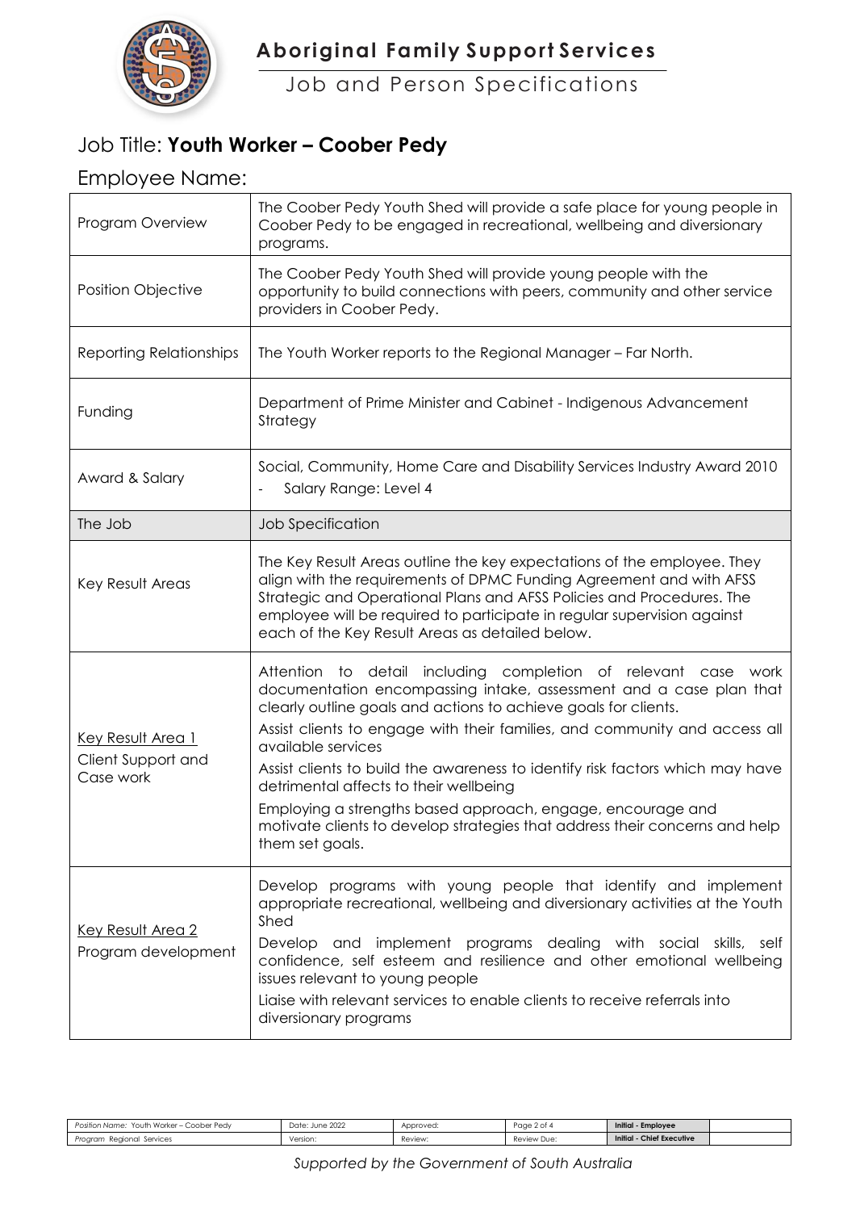# Aboriginal Family Support Services

## Job and Person Specifications

## Job Title: **Youth Worker – Coober Pedy**

## Employee Name:

| | |
|---|---|
| Program Overview | The Coober Pedy Youth Shed will provide a safe place for young people in Coober Pedy to be engaged in recreational, wellbeing and diversionary programs. |
| Position Objective | The Coober Pedy Youth Shed will provide young people with the opportunity to build connections with peers, community and other service providers in Coober Pedy. |
| Reporting Relationships | The Youth Worker reports to the Regional Manager – Far North. |
| Funding | Department of Prime Minister and Cabinet - Indigenous Advancement Strategy |
| Award & Salary | Social, Community, Home Care and Disability Services Industry Award 2010<br>- Salary Range: Level 4 |
| The Job | Job Specification |
| Key Result Areas | The Key Result Areas outline the key expectations of the employee. They align with the requirements of DPMC Funding Agreement and with AFSS Strategic and Operational Plans and AFSS Policies and Procedures. The employee will be required to participate in regular supervision against each of the Key Result Areas as detailed below. |
| <u>Key Result Area 1</u><br>Client Support and Case work | Attention to detail including completion of relevant case work documentation encompassing intake, assessment and a case plan that clearly outline goals and actions to achieve goals for clients.<br>Assist clients to engage with their families, and community and access all available services<br>Assist clients to build the awareness to identify risk factors which may have detrimental affects to their wellbeing<br>Employing a strengths based approach, engage, encourage and motivate clients to develop strategies that address their concerns and help them set goals. |
| <u>Key Result Area 2</u><br>Program development | Develop programs with young people that identify and implement appropriate recreational, wellbeing and diversionary activities at the Youth Shed<br>Develop and implement programs dealing with social skills, self confidence, self esteem and resilience and other emotional wellbeing issues relevant to young people<br>Liaise with relevant services to enable clients to receive referrals into diversionary programs |

*Supported by the Government of South Australia*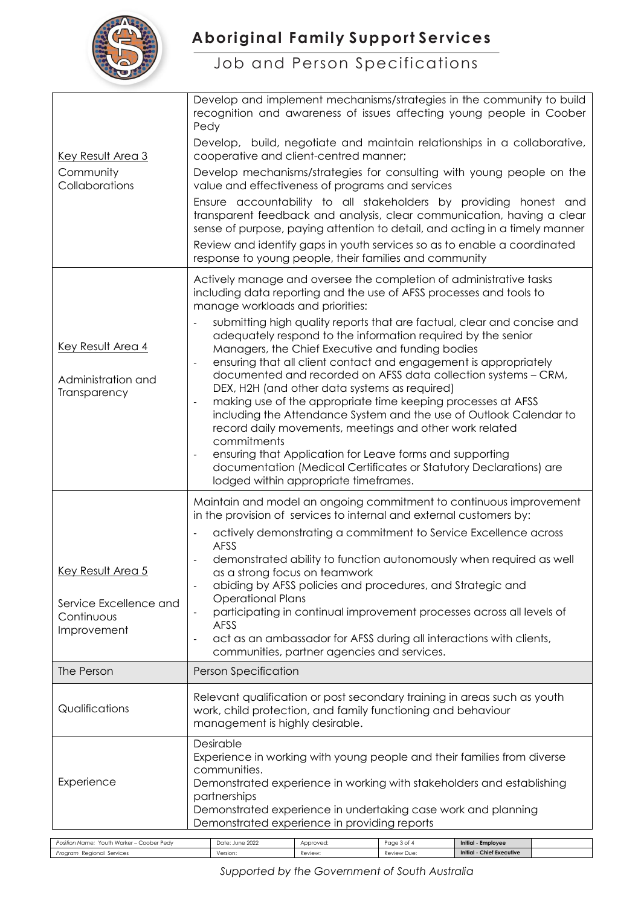# Aboriginal Family Support Services

## Job and Person Specifications

| | |
|---|---|
| Key Result Area 3<br><br>Community Collaborations | Develop and implement mechanisms/strategies in the community to build recognition and awareness of issues affecting young people in Coober Pedy<br><br>Develop, build, negotiate and maintain relationships in a collaborative, cooperative and client-centred manner;<br><br>Develop mechanisms/strategies for consulting with young people on the value and effectiveness of programs and services<br><br>Ensure accountability to all stakeholders by providing honest and transparent feedback and analysis, clear communication, having a clear sense of purpose, paying attention to detail, and acting in a timely manner<br><br>Review and identify gaps in youth services so as to enable a coordinated response to young people, their families and community |
| Key Result Area 4<br><br>Administration and Transparency | Actively manage and oversee the completion of administrative tasks including data reporting and the use of AFSS processes and tools to manage workloads and priorities:<br>- submitting high quality reports that are factual, clear and concise and adequately respond to the information required by the senior Managers, the Chief Executive and funding bodies<br>- ensuring that all client contact and engagement is appropriately documented and recorded on AFSS data collection systems – CRM, DEX, H2H (and other data systems as required)<br>- making use of the appropriate time keeping processes at AFSS including the Attendance System and the use of Outlook Calendar to record daily movements, meetings and other work related commitments<br>- ensuring that Application for Leave forms and supporting documentation (Medical Certificates or Statutory Declarations) are lodged within appropriate timeframes. |
| Key Result Area 5<br><br>Service Excellence and Continuous Improvement | Maintain and model an ongoing commitment to continuous improvement in the provision of services to internal and external customers by:<br>- actively demonstrating a commitment to Service Excellence across AFSS<br>- demonstrated ability to function autonomously when required as well as a strong focus on teamwork<br>- abiding by AFSS policies and procedures, and Strategic and Operational Plans<br>- participating in continual improvement processes across all levels of AFSS<br>- act as an ambassador for AFSS during all interactions with clients, communities, partner agencies and services. |
| **The Person** | **Person Specification** |
| Qualifications | Relevant qualification or post secondary training in areas such as youth work, child protection, and family functioning and behaviour management is highly desirable. |
| Experience | Desirable<br>Experience in working with young people and their families from diverse communities.<br>Demonstrated experience in working with stakeholders and establishing partnerships<br>Demonstrated experience in undertaking case work and planning<br>Demonstrated experience in providing reports |

| | | | | | |
|---|---|---|---|---|---|
| Position Name: Youth Worker – Coober Pedy | Date: June 2022 | Approved: | Page 3 of 4 | Initial - Employee | |
| Program Regional Services | Version: | Review: | Review Due: | Initial - Chief Executive | |

*Supported by the Government of South Australia*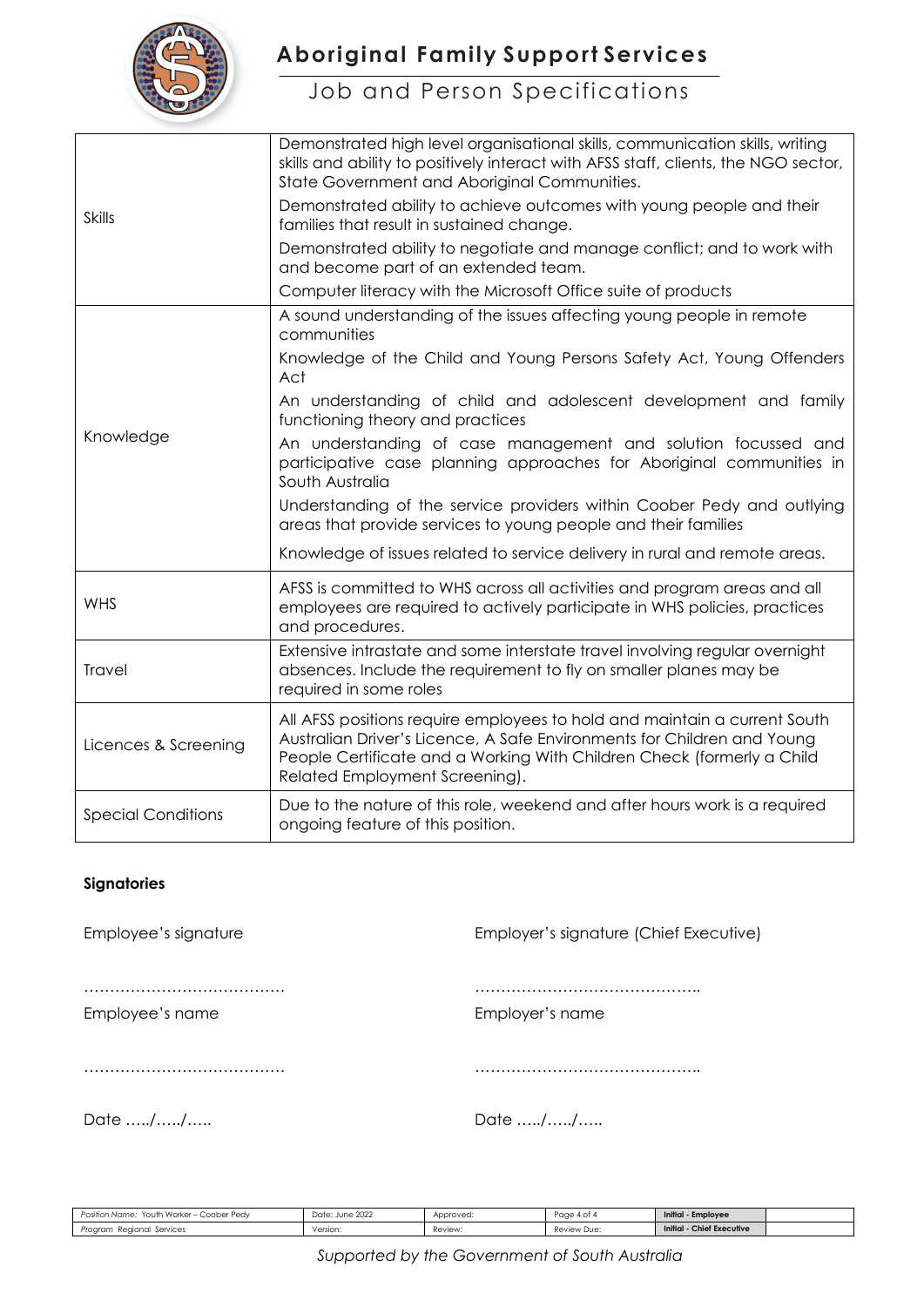| | |
|---|---|
| Skills | Demonstrated high level organisational skills, communication skills, writing skills and ability to positively interact with AFSS staff, clients, the NGO sector, State Government and Aboriginal Communities.<br>Demonstrated ability to achieve outcomes with young people and their families that result in sustained change.<br>Demonstrated ability to negotiate and manage conflict; and to work with and become part of an extended team.<br>Computer literacy with the Microsoft Office suite of products |
| Knowledge | A sound understanding of the issues affecting young people in remote communities<br>Knowledge of the Child and Young Persons Safety Act, Young Offenders Act<br>An understanding of child and adolescent development and family functioning theory and practices<br>An understanding of case management and solution focussed and participative case planning approaches for Aboriginal communities in South Australia<br>Understanding of the service providers within Coober Pedy and outlying areas that provide services to young people and their families<br>Knowledge of issues related to service delivery in rural and remote areas. |
| WHS | AFSS is committed to WHS across all activities and program areas and all employees are required to actively participate in WHS policies, practices and procedures. |
| Travel | Extensive intrastate and some interstate travel involving regular overnight absences. Include the requirement to fly on smaller planes may be required in some roles |
| Licences & Screening | All AFSS positions require employees to hold and maintain a current South Australian Driver's Licence, A Safe Environments for Children and Young People Certificate and a Working With Children Check (formerly a Child Related Employment Screening). |
| Special Conditions | Due to the nature of this role, weekend and after hours work is a required ongoing feature of this position. |

**Signatories**

Employee's signature

…………………………………

Employee's name

…………………………………

Date …../…../…..

Employer's signature (Chief Executive)

……………………………………..

Employer's name

……………………………………..

Date …../…../…..

| | | | | | |
|---|---|---|---|---|---|
| *Position Name:* Youth Worker – Coober Pedy | Date: June 2022 | Approved: | Page 4 of 4 | **Initial - Employee** | |
| *Program* Regional Services | Version: | Review: | Review Due: | **Initial - Chief Executive** | |

*Supported by the Government of South Australia*